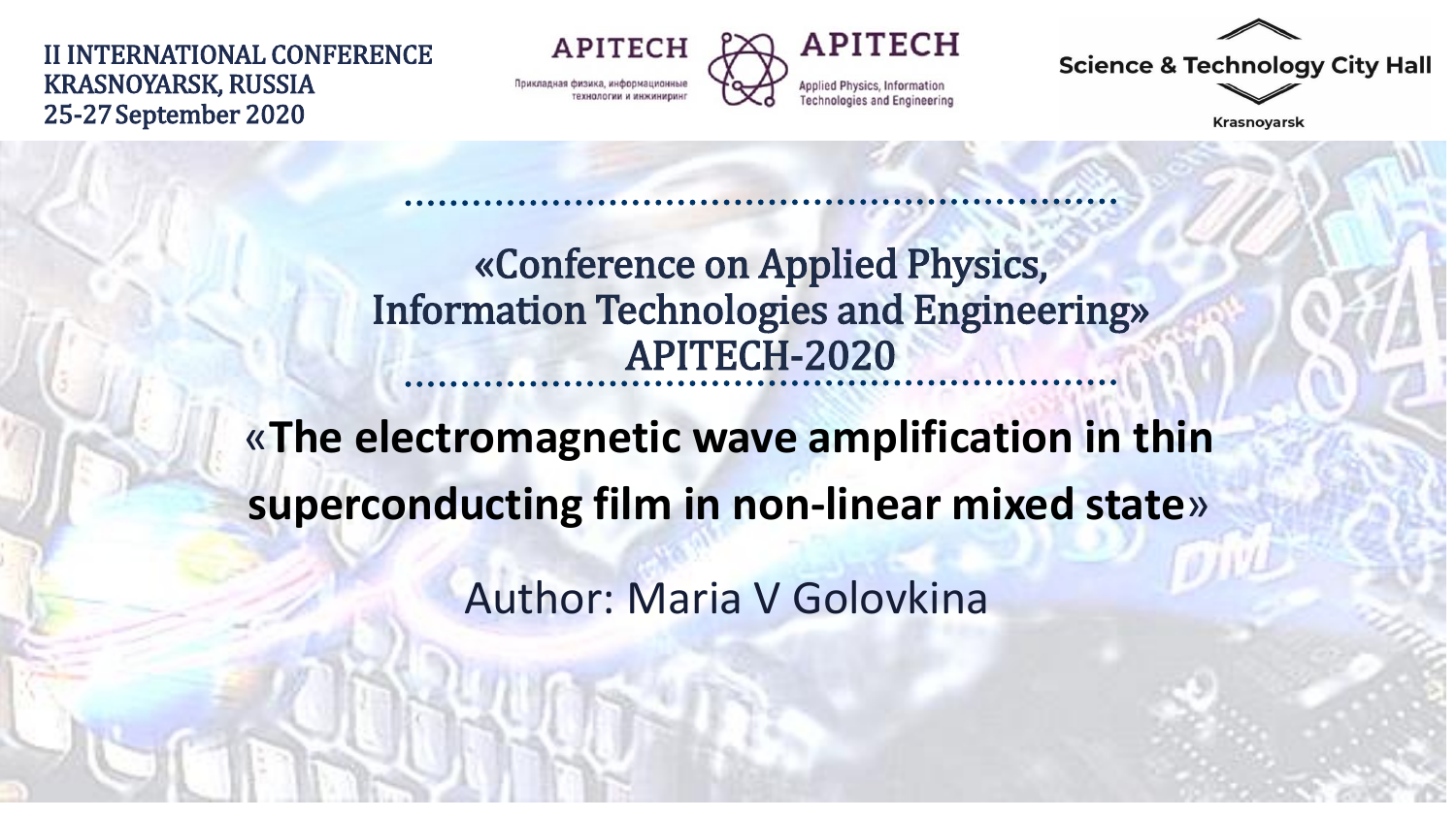II INTERNATIONAL CONFERENCE
KRASNOYARSK, RUSSIA
25-27 September 2020

APITECH
Прикладная физика, информационные технологии и инжиниринг

APITECH
Applied Physics, Information Technologies and Engineering

Science & Technology City Hall
Krasnoyarsk

«Conference on Applied Physics, Information Technologies and Engineering»
APITECH-2020

# «The electromagnetic wave amplification in thin superconducting film in non-linear mixed state»

Author: Maria V Golovkina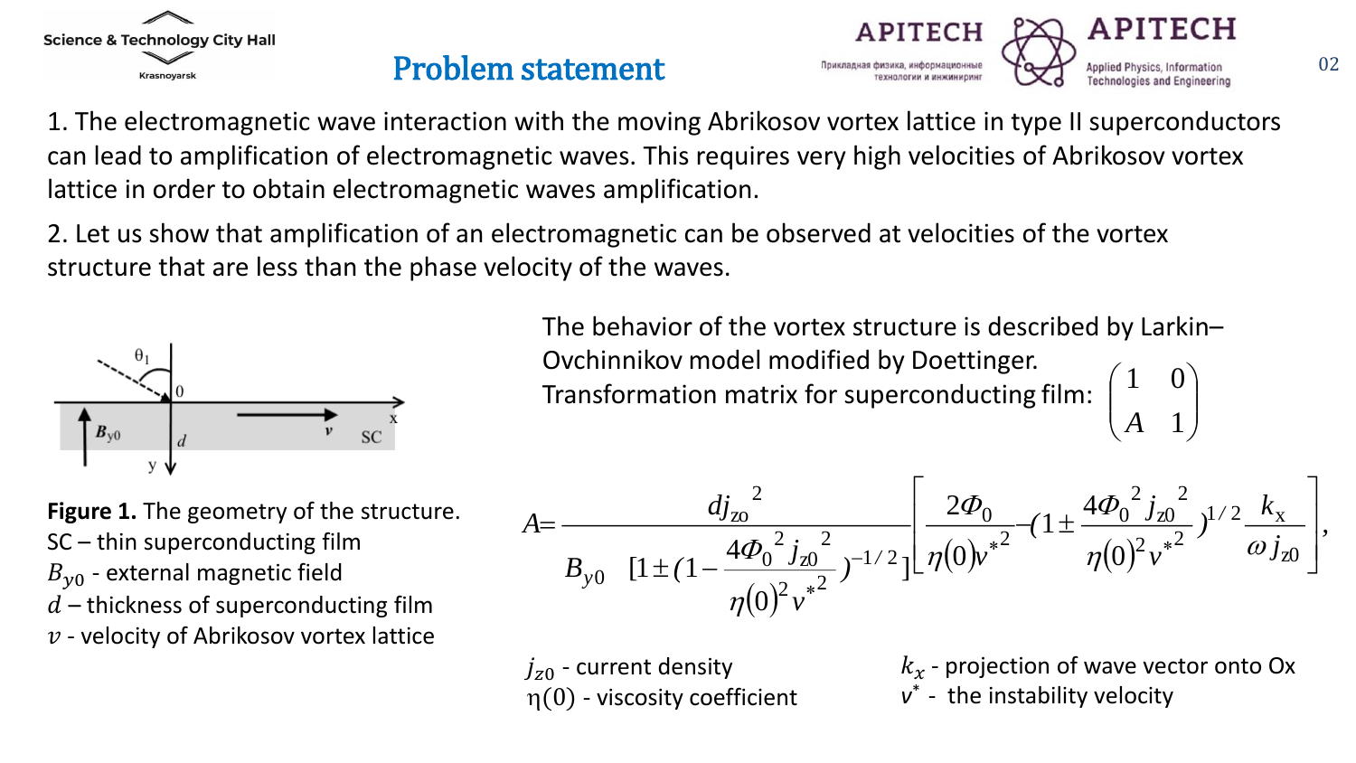# Problem statement

1. The electromagnetic wave interaction with the moving Abrikosov vortex lattice in type II superconductors can lead to amplification of electromagnetic waves. This requires very high velocities of Abrikosov vortex lattice in order to obtain electromagnetic waves amplification.

2. Let us show that amplification of an electromagnetic can be observed at velocities of the vortex structure that are less than the phase velocity of the waves.

**Figure 1.** The geometry of the structure.
SC – thin superconducting film
$B_{y0}$ - external magnetic field
$d$ – thickness of superconducting film
$v$ - velocity of Abrikosov vortex lattice

The behavior of the vortex structure is described by Larkin–Ovchinnikov model modified by Doettinger.
Transformation matrix for superconducting film: $\begin{pmatrix} 1 & 0 \\ A & 1 \end{pmatrix}$

$$A = \frac{d j_{z0}^{2}}{B_{y0} \left[1 \pm \left(1 - \dfrac{4\Phi_0^{2} j_{z0}^{2}}{\eta(0)^{2} v^{*2}}\right)^{-1/2}\right]} \left[ \frac{2\Phi_0}{\eta(0) v^{*2}} - \left(1 \pm \frac{4\Phi_0^{2} j_{z0}^{2}}{\eta(0)^{2} v^{*2}}\right)^{1/2} \frac{k_x}{\omega j_{z0}} \right],$$

$j_{z0}$ - current density
$\eta(0)$ - viscosity coefficient
$k_x$ - projection of wave vector onto Ox
$v^{*}$ - the instability velocity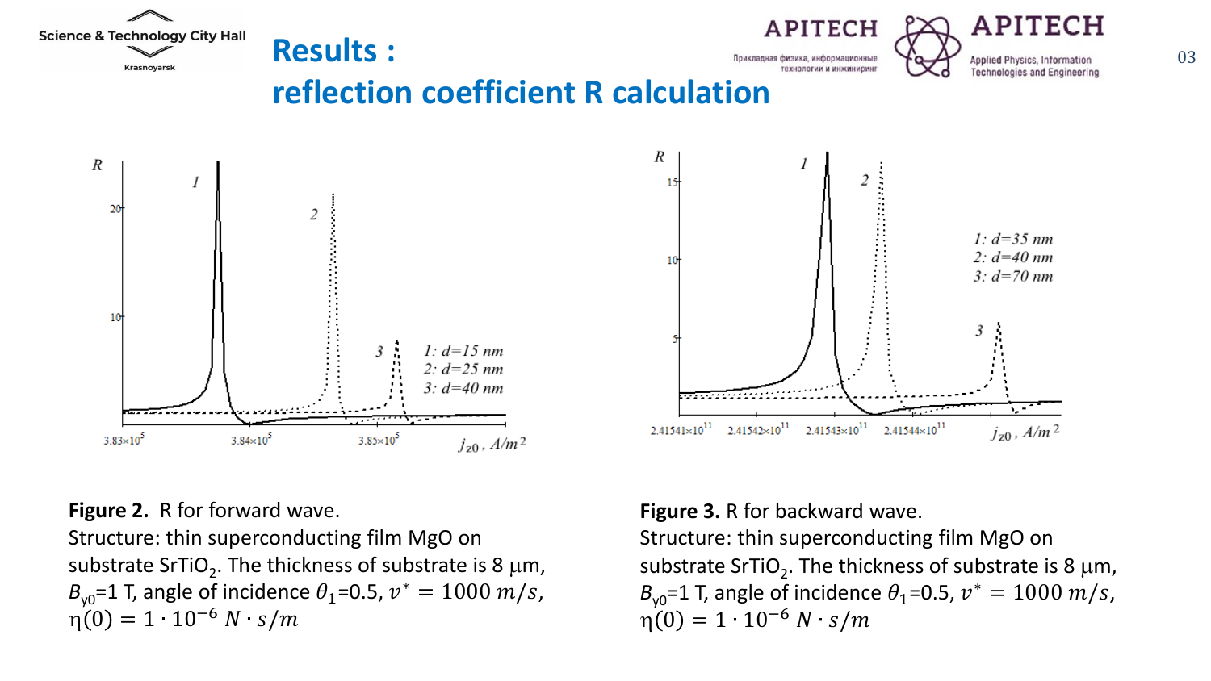# Results :
# reflection coefficient R calculation

**Figure 2.** R for forward wave.
Structure: thin superconducting film MgO on substrate $SrTiO_2$. The thickness of substrate is 8 μm, $B_{y0}$=1 T, angle of incidence $\theta_1$=0.5, $v^* = 1000\ m/s$, $\eta(0) = 1 \cdot 10^{-6}\ N \cdot s/m$

**Figure 3.** R for backward wave.
Structure: thin superconducting film MgO on substrate $SrTiO_2$. The thickness of substrate is 8 μm, $B_{y0}$=1 T, angle of incidence $\theta_1$=0.5, $v^* = 1000\ m/s$, $\eta(0) = 1 \cdot 10^{-6}\ N \cdot s/m$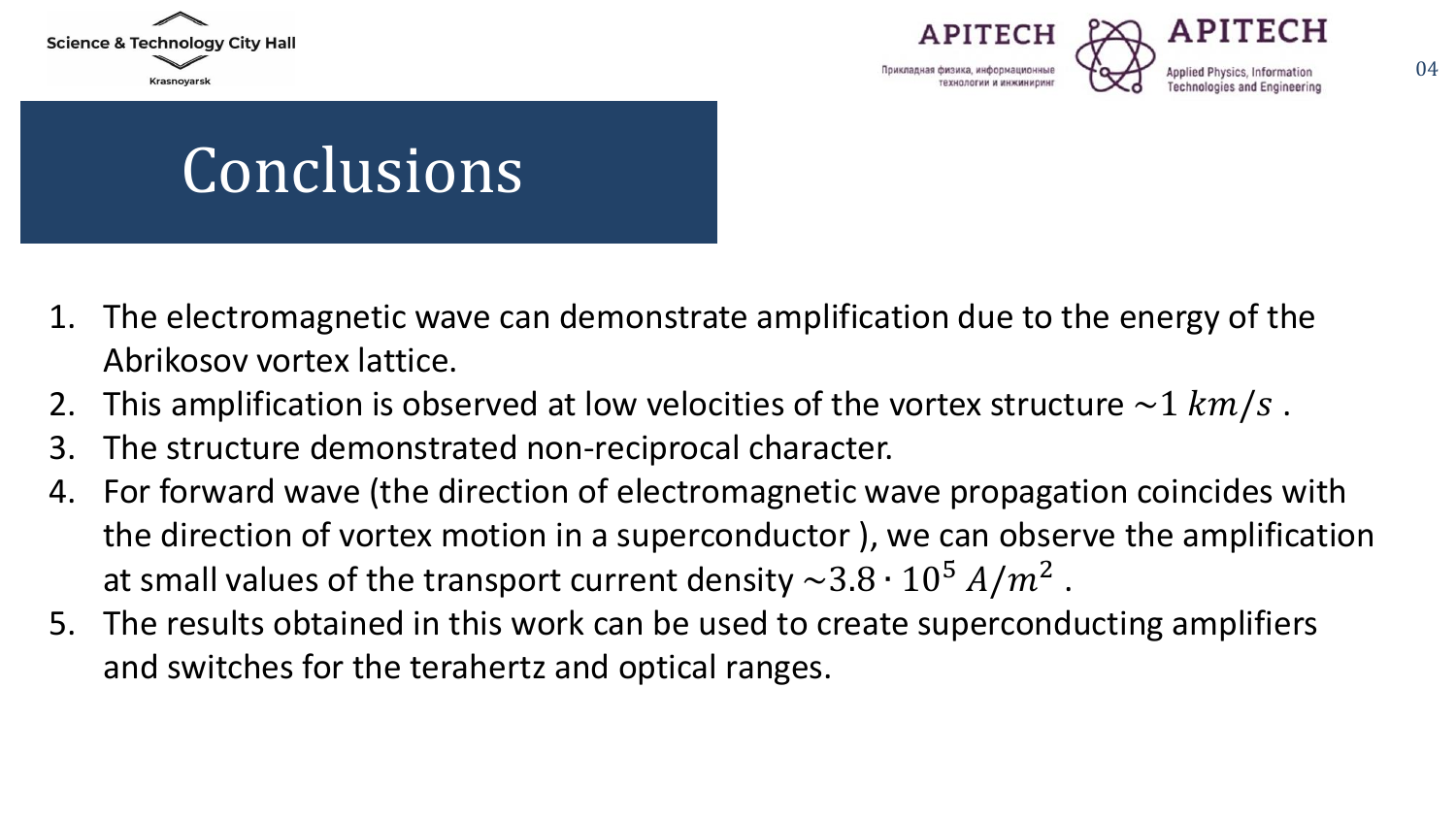# Conclusions

1. The electromagnetic wave can demonstrate amplification due to the energy of the Abrikosov vortex lattice.
2. This amplification is observed at low velocities of the vortex structure $\sim 1\ km/s$ .
3. The structure demonstrated non-reciprocal character.
4. For forward wave (the direction of electromagnetic wave propagation coincides with the direction of vortex motion in a superconductor ), we can observe the amplification at small values of the transport current density $\sim 3.8 \cdot 10^5\ A/m^2$ .
5. The results obtained in this work can be used to create superconducting amplifiers and switches for the terahertz and optical ranges.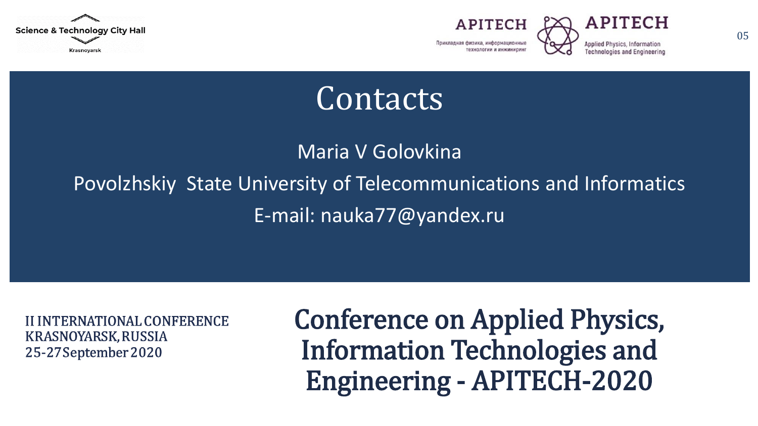# Contacts

Maria V Golovkina

Povolzhskiy State University of Telecommunications and Informatics

E-mail: nauka77@yandex.ru

II INTERNATIONAL CONFERENCE
KRASNOYARSK, RUSSIA
25-27 September 2020

## Conference on Applied Physics, Information Technologies and Engineering - APITECH-2020